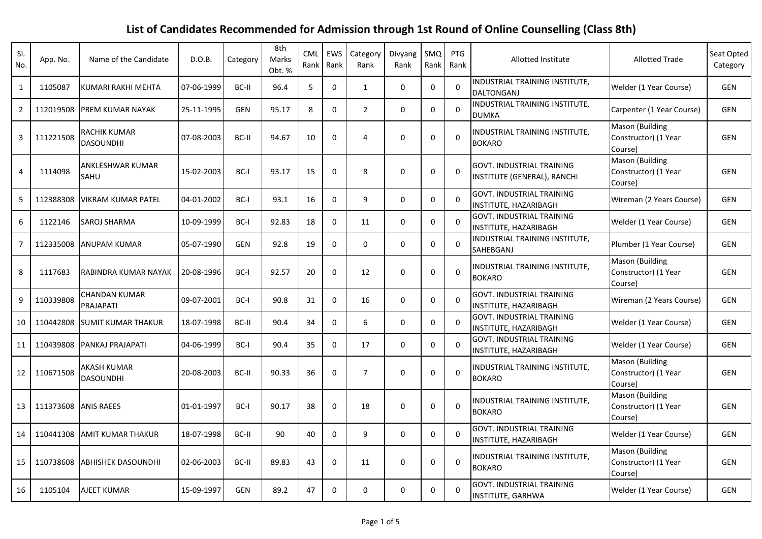# List of Candidates Recommended for Admission through 1st Round of Online Counselling (Class 8th)

| Sl. No. | App. No. | Name of the Candidate | D.O.B. | Category | 8th Marks Obt. % | CML Rank | EWS Rank | Category Rank | Divyang Rank | SMQ Rank | PTG Rank | Allotted Institute | Allotted Trade | Seat Opted Category |
|---|---|---|---|---|---|---|---|---|---|---|---|---|---|---|
| 1 | 1105087 | KUMARI RAKHI MEHTA | 07-06-1999 | BC-II | 96.4 | 5 | 0 | 1 | 0 | 0 | 0 | INDUSTRIAL TRAINING INSTITUTE, DALTONGANJ | Welder (1 Year Course) | GEN |
| 2 | 112019508 | PREM KUMAR NAYAK | 25-11-1995 | GEN | 95.17 | 8 | 0 | 2 | 0 | 0 | 0 | INDUSTRIAL TRAINING INSTITUTE, DUMKA | Carpenter (1 Year Course) | GEN |
| 3 | 111221508 | RACHIK KUMAR DASOUNDHI | 07-08-2003 | BC-II | 94.67 | 10 | 0 | 4 | 0 | 0 | 0 | INDUSTRIAL TRAINING INSTITUTE, BOKARO | Mason (Building Constructor) (1 Year Course) | GEN |
| 4 | 1114098 | ANKLESHWAR KUMAR SAHU | 15-02-2003 | BC-I | 93.17 | 15 | 0 | 8 | 0 | 0 | 0 | GOVT. INDUSTRIAL TRAINING INSTITUTE (GENERAL), RANCHI | Mason (Building Constructor) (1 Year Course) | GEN |
| 5 | 112388308 | VIKRAM KUMAR PATEL | 04-01-2002 | BC-I | 93.1 | 16 | 0 | 9 | 0 | 0 | 0 | GOVT. INDUSTRIAL TRAINING INSTITUTE, HAZARIBAGH | Wireman (2 Years Course) | GEN |
| 6 | 1122146 | SAROJ SHARMA | 10-09-1999 | BC-I | 92.83 | 18 | 0 | 11 | 0 | 0 | 0 | GOVT. INDUSTRIAL TRAINING INSTITUTE, HAZARIBAGH | Welder (1 Year Course) | GEN |
| 7 | 112335008 | ANUPAM KUMAR | 05-07-1990 | GEN | 92.8 | 19 | 0 | 0 | 0 | 0 | 0 | INDUSTRIAL TRAINING INSTITUTE, SAHEBGANJ | Plumber (1 Year Course) | GEN |
| 8 | 1117683 | RABINDRA KUMAR NAYAK | 20-08-1996 | BC-I | 92.57 | 20 | 0 | 12 | 0 | 0 | 0 | INDUSTRIAL TRAINING INSTITUTE, BOKARO | Mason (Building Constructor) (1 Year Course) | GEN |
| 9 | 110339808 | CHANDAN KUMAR PRAJAPATI | 09-07-2001 | BC-I | 90.8 | 31 | 0 | 16 | 0 | 0 | 0 | GOVT. INDUSTRIAL TRAINING INSTITUTE, HAZARIBAGH | Wireman (2 Years Course) | GEN |
| 10 | 110442808 | SUMIT KUMAR THAKUR | 18-07-1998 | BC-II | 90.4 | 34 | 0 | 6 | 0 | 0 | 0 | GOVT. INDUSTRIAL TRAINING INSTITUTE, HAZARIBAGH | Welder (1 Year Course) | GEN |
| 11 | 110439808 | PANKAJ PRAJAPATI | 04-06-1999 | BC-I | 90.4 | 35 | 0 | 17 | 0 | 0 | 0 | GOVT. INDUSTRIAL TRAINING INSTITUTE, HAZARIBAGH | Welder (1 Year Course) | GEN |
| 12 | 110671508 | AKASH KUMAR DASOUNDHI | 20-08-2003 | BC-II | 90.33 | 36 | 0 | 7 | 0 | 0 | 0 | INDUSTRIAL TRAINING INSTITUTE, BOKARO | Mason (Building Constructor) (1 Year Course) | GEN |
| 13 | 111373608 | ANIS RAEES | 01-01-1997 | BC-I | 90.17 | 38 | 0 | 18 | 0 | 0 | 0 | INDUSTRIAL TRAINING INSTITUTE, BOKARO | Mason (Building Constructor) (1 Year Course) | GEN |
| 14 | 110441308 | AMIT KUMAR THAKUR | 18-07-1998 | BC-II | 90 | 40 | 0 | 9 | 0 | 0 | 0 | GOVT. INDUSTRIAL TRAINING INSTITUTE, HAZARIBAGH | Welder (1 Year Course) | GEN |
| 15 | 110738608 | ABHISHEK DASOUNDHI | 02-06-2003 | BC-II | 89.83 | 43 | 0 | 11 | 0 | 0 | 0 | INDUSTRIAL TRAINING INSTITUTE, BOKARO | Mason (Building Constructor) (1 Year Course) | GEN |
| 16 | 1105104 | AJEET KUMAR | 15-09-1997 | GEN | 89.2 | 47 | 0 | 0 | 0 | 0 | 0 | GOVT. INDUSTRIAL TRAINING INSTITUTE, GARHWA | Welder (1 Year Course) | GEN |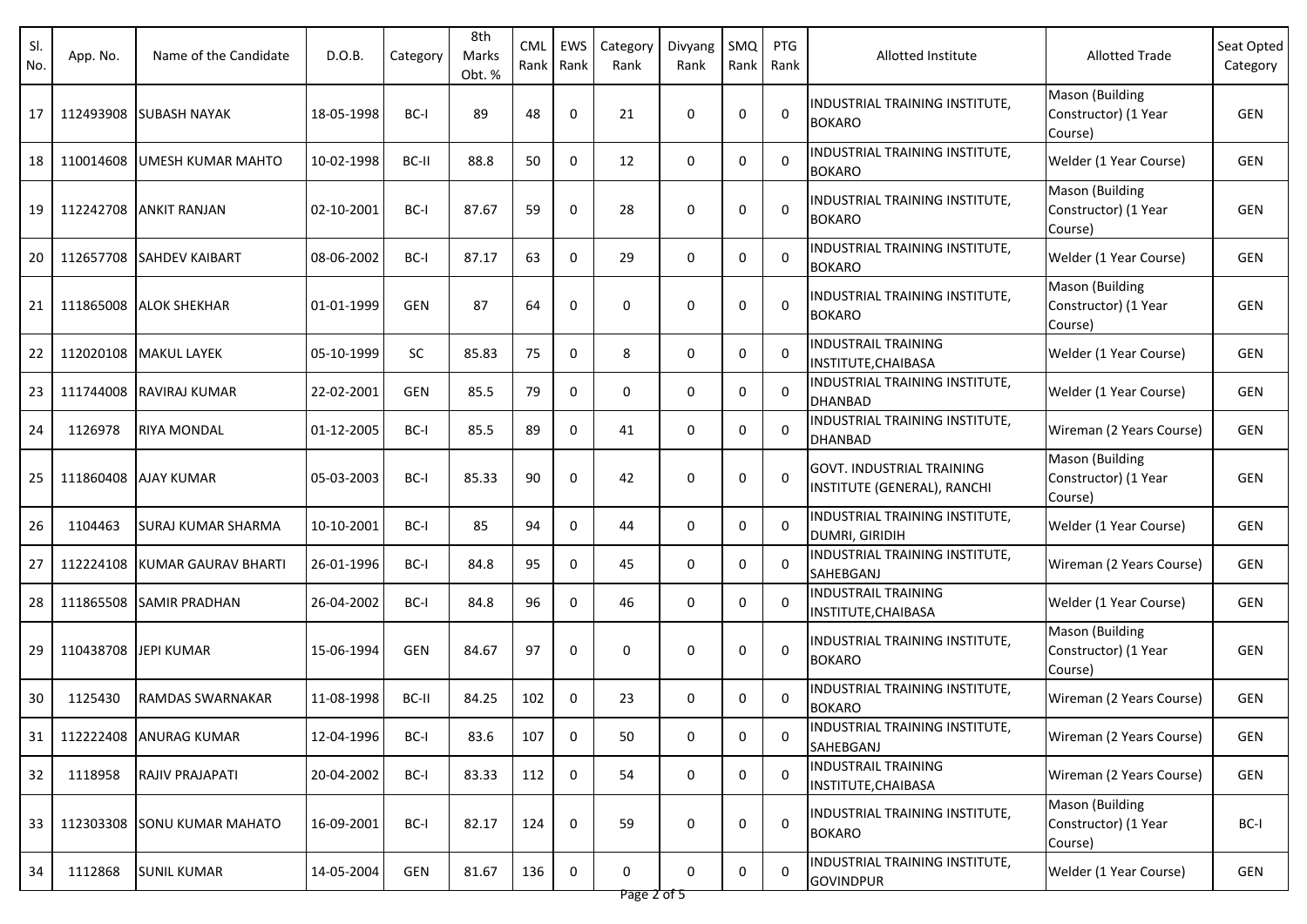| Sl. No. | App. No. | Name of the Candidate | D.O.B. | Category | 8th Marks Obt. % | CML Rank | EWS Rank | Category Rank | Divyang Rank | SMQ Rank | PTG Rank | Allotted Institute | Allotted Trade | Seat Opted Category |
|---|---|---|---|---|---|---|---|---|---|---|---|---|---|---|
| 17 | 112493908 | SUBASH NAYAK | 18-05-1998 | BC-I | 89 | 48 | 0 | 21 | 0 | 0 | 0 | INDUSTRIAL TRAINING INSTITUTE, BOKARO | Mason (Building Constructor) (1 Year Course) | GEN |
| 18 | 110014608 | UMESH KUMAR MAHTO | 10-02-1998 | BC-II | 88.8 | 50 | 0 | 12 | 0 | 0 | 0 | INDUSTRIAL TRAINING INSTITUTE, BOKARO | Welder (1 Year Course) | GEN |
| 19 | 112242708 | ANKIT RANJAN | 02-10-2001 | BC-I | 87.67 | 59 | 0 | 28 | 0 | 0 | 0 | INDUSTRIAL TRAINING INSTITUTE, BOKARO | Mason (Building Constructor) (1 Year Course) | GEN |
| 20 | 112657708 | SAHDEV KAIBART | 08-06-2002 | BC-I | 87.17 | 63 | 0 | 29 | 0 | 0 | 0 | INDUSTRIAL TRAINING INSTITUTE, BOKARO | Welder (1 Year Course) | GEN |
| 21 | 111865008 | ALOK SHEKHAR | 01-01-1999 | GEN | 87 | 64 | 0 | 0 | 0 | 0 | 0 | INDUSTRIAL TRAINING INSTITUTE, BOKARO | Mason (Building Constructor) (1 Year Course) | GEN |
| 22 | 112020108 | MAKUL LAYEK | 05-10-1999 | SC | 85.83 | 75 | 0 | 8 | 0 | 0 | 0 | INDUSTRAIL TRAINING INSTITUTE,CHAIBASA | Welder (1 Year Course) | GEN |
| 23 | 111744008 | RAVIRAJ KUMAR | 22-02-2001 | GEN | 85.5 | 79 | 0 | 0 | 0 | 0 | 0 | INDUSTRIAL TRAINING INSTITUTE, DHANBAD | Welder (1 Year Course) | GEN |
| 24 | 1126978 | RIYA MONDAL | 01-12-2005 | BC-I | 85.5 | 89 | 0 | 41 | 0 | 0 | 0 | INDUSTRIAL TRAINING INSTITUTE, DHANBAD | Wireman (2 Years Course) | GEN |
| 25 | 111860408 | AJAY KUMAR | 05-03-2003 | BC-I | 85.33 | 90 | 0 | 42 | 0 | 0 | 0 | GOVT. INDUSTRIAL TRAINING INSTITUTE (GENERAL), RANCHI | Mason (Building Constructor) (1 Year Course) | GEN |
| 26 | 1104463 | SURAJ KUMAR SHARMA | 10-10-2001 | BC-I | 85 | 94 | 0 | 44 | 0 | 0 | 0 | INDUSTRIAL TRAINING INSTITUTE, DUMRI, GIRIDIH | Welder (1 Year Course) | GEN |
| 27 | 112224108 | KUMAR GAURAV BHARTI | 26-01-1996 | BC-I | 84.8 | 95 | 0 | 45 | 0 | 0 | 0 | INDUSTRIAL TRAINING INSTITUTE, SAHEBGANJ | Wireman (2 Years Course) | GEN |
| 28 | 111865508 | SAMIR PRADHAN | 26-04-2002 | BC-I | 84.8 | 96 | 0 | 46 | 0 | 0 | 0 | INDUSTRAIL TRAINING INSTITUTE,CHAIBASA | Welder (1 Year Course) | GEN |
| 29 | 110438708 | JEPI KUMAR | 15-06-1994 | GEN | 84.67 | 97 | 0 | 0 | 0 | 0 | 0 | INDUSTRIAL TRAINING INSTITUTE, BOKARO | Mason (Building Constructor) (1 Year Course) | GEN |
| 30 | 1125430 | RAMDAS SWARNAKAR | 11-08-1998 | BC-II | 84.25 | 102 | 0 | 23 | 0 | 0 | 0 | INDUSTRIAL TRAINING INSTITUTE, BOKARO | Wireman (2 Years Course) | GEN |
| 31 | 112222408 | ANURAG KUMAR | 12-04-1996 | BC-I | 83.6 | 107 | 0 | 50 | 0 | 0 | 0 | INDUSTRIAL TRAINING INSTITUTE, SAHEBGANJ | Wireman (2 Years Course) | GEN |
| 32 | 1118958 | RAJIV PRAJAPATI | 20-04-2002 | BC-I | 83.33 | 112 | 0 | 54 | 0 | 0 | 0 | INDUSTRAIL TRAINING INSTITUTE,CHAIBASA | Wireman (2 Years Course) | GEN |
| 33 | 112303308 | SONU KUMAR MAHATO | 16-09-2001 | BC-I | 82.17 | 124 | 0 | 59 | 0 | 0 | 0 | INDUSTRIAL TRAINING INSTITUTE, BOKARO | Mason (Building Constructor) (1 Year Course) | BC-I |
| 34 | 1112868 | SUNIL KUMAR | 14-05-2004 | GEN | 81.67 | 136 | 0 | 0 | 0 | 0 | 0 | INDUSTRIAL TRAINING INSTITUTE, GOVINDPUR | Welder (1 Year Course) | GEN |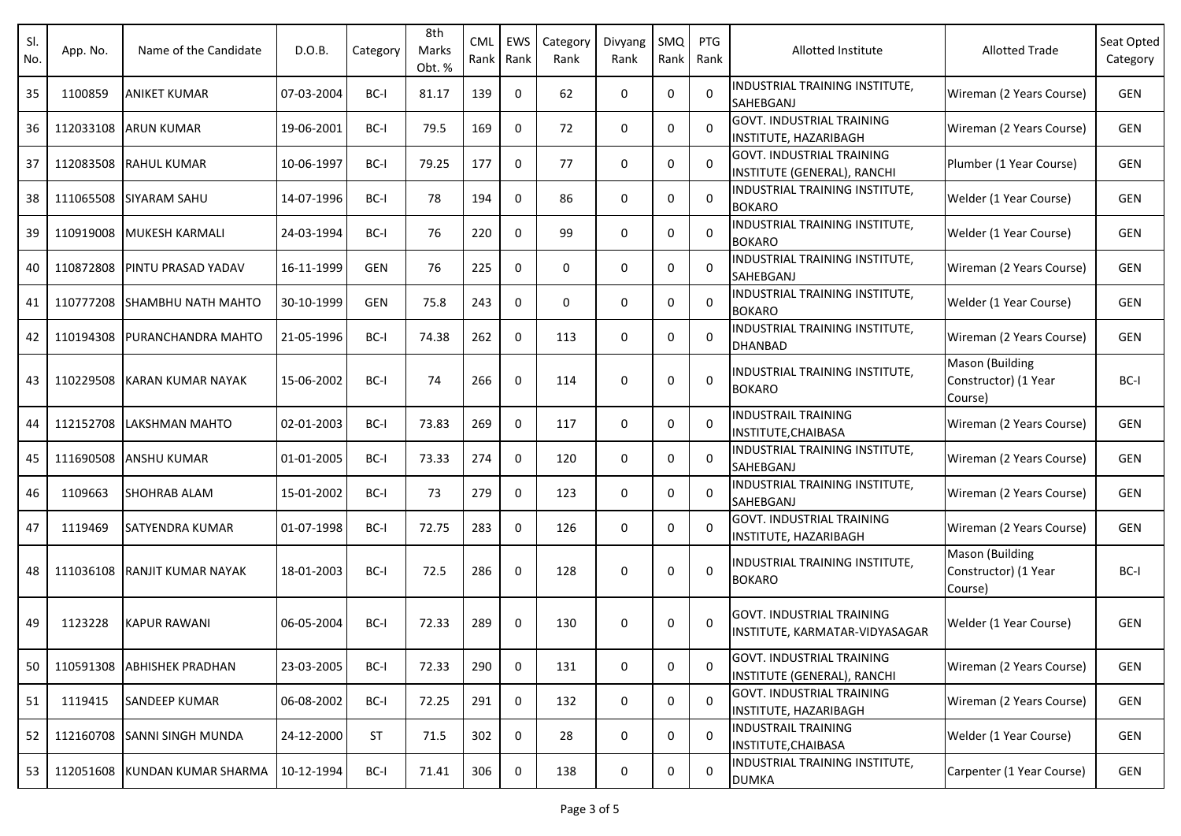| Sl. No. | App. No. | Name of the Candidate | D.O.B. | Category | 8th Marks Obt. % | CML Rank | EWS Rank | Category Rank | Divyang Rank | SMQ Rank | PTG Rank | Allotted Institute | Allotted Trade | Seat Opted Category |
|---|---|---|---|---|---|---|---|---|---|---|---|---|---|---|
| 35 | 1100859 | ANIKET KUMAR | 07-03-2004 | BC-I | 81.17 | 139 | 0 | 62 | 0 | 0 | 0 | INDUSTRIAL TRAINING INSTITUTE, SAHEBGANJ | Wireman (2 Years Course) | GEN |
| 36 | 112033108 | ARUN KUMAR | 19-06-2001 | BC-I | 79.5 | 169 | 0 | 72 | 0 | 0 | 0 | GOVT. INDUSTRIAL TRAINING INSTITUTE, HAZARIBAGH | Wireman (2 Years Course) | GEN |
| 37 | 112083508 | RAHUL KUMAR | 10-06-1997 | BC-I | 79.25 | 177 | 0 | 77 | 0 | 0 | 0 | GOVT. INDUSTRIAL TRAINING INSTITUTE (GENERAL), RANCHI | Plumber (1 Year Course) | GEN |
| 38 | 111065508 | SIYARAM SAHU | 14-07-1996 | BC-I | 78 | 194 | 0 | 86 | 0 | 0 | 0 | INDUSTRIAL TRAINING INSTITUTE, BOKARO | Welder (1 Year Course) | GEN |
| 39 | 110919008 | MUKESH KARMALI | 24-03-1994 | BC-I | 76 | 220 | 0 | 99 | 0 | 0 | 0 | INDUSTRIAL TRAINING INSTITUTE, BOKARO | Welder (1 Year Course) | GEN |
| 40 | 110872808 | PINTU PRASAD YADAV | 16-11-1999 | GEN | 76 | 225 | 0 | 0 | 0 | 0 | 0 | INDUSTRIAL TRAINING INSTITUTE, SAHEBGANJ | Wireman (2 Years Course) | GEN |
| 41 | 110777208 | SHAMBHU NATH MAHTO | 30-10-1999 | GEN | 75.8 | 243 | 0 | 0 | 0 | 0 | 0 | INDUSTRIAL TRAINING INSTITUTE, BOKARO | Welder (1 Year Course) | GEN |
| 42 | 110194308 | PURANCHANDRA MAHTO | 21-05-1996 | BC-I | 74.38 | 262 | 0 | 113 | 0 | 0 | 0 | INDUSTRIAL TRAINING INSTITUTE, DHANBAD | Wireman (2 Years Course) | GEN |
| 43 | 110229508 | KARAN KUMAR NAYAK | 15-06-2002 | BC-I | 74 | 266 | 0 | 114 | 0 | 0 | 0 | INDUSTRIAL TRAINING INSTITUTE, BOKARO | Mason (Building Constructor) (1 Year Course) | BC-I |
| 44 | 112152708 | LAKSHMAN MAHTO | 02-01-2003 | BC-I | 73.83 | 269 | 0 | 117 | 0 | 0 | 0 | INDUSTRAIL TRAINING INSTITUTE,CHAIBASA | Wireman (2 Years Course) | GEN |
| 45 | 111690508 | ANSHU KUMAR | 01-01-2005 | BC-I | 73.33 | 274 | 0 | 120 | 0 | 0 | 0 | INDUSTRIAL TRAINING INSTITUTE, SAHEBGANJ | Wireman (2 Years Course) | GEN |
| 46 | 1109663 | SHOHRAB ALAM | 15-01-2002 | BC-I | 73 | 279 | 0 | 123 | 0 | 0 | 0 | INDUSTRIAL TRAINING INSTITUTE, SAHEBGANJ | Wireman (2 Years Course) | GEN |
| 47 | 1119469 | SATYENDRA KUMAR | 01-07-1998 | BC-I | 72.75 | 283 | 0 | 126 | 0 | 0 | 0 | GOVT. INDUSTRIAL TRAINING INSTITUTE, HAZARIBAGH | Wireman (2 Years Course) | GEN |
| 48 | 111036108 | RANJIT KUMAR NAYAK | 18-01-2003 | BC-I | 72.5 | 286 | 0 | 128 | 0 | 0 | 0 | INDUSTRIAL TRAINING INSTITUTE, BOKARO | Mason (Building Constructor) (1 Year Course) | BC-I |
| 49 | 1123228 | KAPUR RAWANI | 06-05-2004 | BC-I | 72.33 | 289 | 0 | 130 | 0 | 0 | 0 | GOVT. INDUSTRIAL TRAINING INSTITUTE, KARMATAR-VIDYASAGAR | Welder (1 Year Course) | GEN |
| 50 | 110591308 | ABHISHEK PRADHAN | 23-03-2005 | BC-I | 72.33 | 290 | 0 | 131 | 0 | 0 | 0 | GOVT. INDUSTRIAL TRAINING INSTITUTE (GENERAL), RANCHI | Wireman (2 Years Course) | GEN |
| 51 | 1119415 | SANDEEP KUMAR | 06-08-2002 | BC-I | 72.25 | 291 | 0 | 132 | 0 | 0 | 0 | GOVT. INDUSTRIAL TRAINING INSTITUTE, HAZARIBAGH | Wireman (2 Years Course) | GEN |
| 52 | 112160708 | SANNI SINGH MUNDA | 24-12-2000 | ST | 71.5 | 302 | 0 | 28 | 0 | 0 | 0 | INDUSTRAIL TRAINING INSTITUTE,CHAIBASA | Welder (1 Year Course) | GEN |
| 53 | 112051608 | KUNDAN KUMAR SHARMA | 10-12-1994 | BC-I | 71.41 | 306 | 0 | 138 | 0 | 0 | 0 | INDUSTRIAL TRAINING INSTITUTE, DUMKA | Carpenter (1 Year Course) | GEN |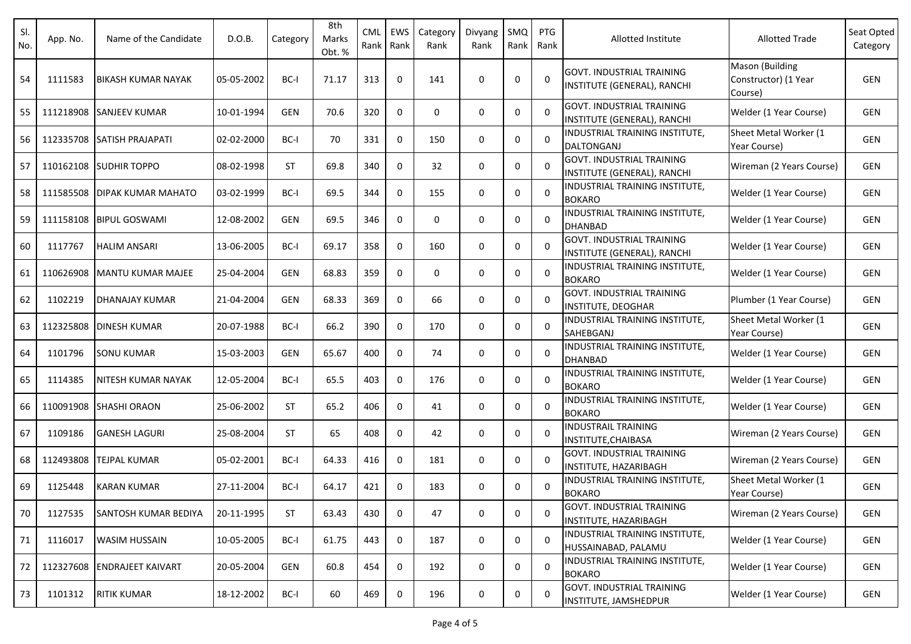| Sl. No. | App. No. | Name of the Candidate | D.O.B. | Category | 8th Marks Obt. % | CML Rank | EWS Rank | Category Rank | Divyang Rank | SMQ Rank | PTG Rank | Allotted Institute | Allotted Trade | Seat Opted Category |
|---|---|---|---|---|---|---|---|---|---|---|---|---|---|---|
| 54 | 1111583 | BIKASH KUMAR NAYAK | 05-05-2002 | BC-I | 71.17 | 313 | 0 | 141 | 0 | 0 | 0 | GOVT. INDUSTRIAL TRAINING INSTITUTE (GENERAL), RANCHI | Mason (Building Constructor) (1 Year Course) | GEN |
| 55 | 111218908 | SANJEEV KUMAR | 10-01-1994 | GEN | 70.6 | 320 | 0 | 0 | 0 | 0 | 0 | GOVT. INDUSTRIAL TRAINING INSTITUTE (GENERAL), RANCHI | Welder (1 Year Course) | GEN |
| 56 | 112335708 | SATISH PRAJAPATI | 02-02-2000 | BC-I | 70 | 331 | 0 | 150 | 0 | 0 | 0 | INDUSTRIAL TRAINING INSTITUTE, DALTONGANJ | Sheet Metal Worker (1 Year Course) | GEN |
| 57 | 110162108 | SUDHIR TOPPO | 08-02-1998 | ST | 69.8 | 340 | 0 | 32 | 0 | 0 | 0 | GOVT. INDUSTRIAL TRAINING INSTITUTE (GENERAL), RANCHI | Wireman (2 Years Course) | GEN |
| 58 | 111585508 | DIPAK KUMAR MAHATO | 03-02-1999 | BC-I | 69.5 | 344 | 0 | 155 | 0 | 0 | 0 | INDUSTRIAL TRAINING INSTITUTE, BOKARO | Welder (1 Year Course) | GEN |
| 59 | 111158108 | BIPUL GOSWAMI | 12-08-2002 | GEN | 69.5 | 346 | 0 | 0 | 0 | 0 | 0 | INDUSTRIAL TRAINING INSTITUTE, DHANBAD | Welder (1 Year Course) | GEN |
| 60 | 1117767 | HALIM ANSARI | 13-06-2005 | BC-I | 69.17 | 358 | 0 | 160 | 0 | 0 | 0 | GOVT. INDUSTRIAL TRAINING INSTITUTE (GENERAL), RANCHI | Welder (1 Year Course) | GEN |
| 61 | 110626908 | MANTU KUMAR MAJEE | 25-04-2004 | GEN | 68.83 | 359 | 0 | 0 | 0 | 0 | 0 | INDUSTRIAL TRAINING INSTITUTE, BOKARO | Welder (1 Year Course) | GEN |
| 62 | 1102219 | DHANAJAY KUMAR | 21-04-2004 | GEN | 68.33 | 369 | 0 | 66 | 0 | 0 | 0 | GOVT. INDUSTRIAL TRAINING INSTITUTE, DEOGHAR | Plumber (1 Year Course) | GEN |
| 63 | 112325808 | DINESH KUMAR | 20-07-1988 | BC-I | 66.2 | 390 | 0 | 170 | 0 | 0 | 0 | INDUSTRIAL TRAINING INSTITUTE, SAHEBGANJ | Sheet Metal Worker (1 Year Course) | GEN |
| 64 | 1101796 | SONU KUMAR | 15-03-2003 | GEN | 65.67 | 400 | 0 | 74 | 0 | 0 | 0 | INDUSTRIAL TRAINING INSTITUTE, DHANBAD | Welder (1 Year Course) | GEN |
| 65 | 1114385 | NITESH KUMAR NAYAK | 12-05-2004 | BC-I | 65.5 | 403 | 0 | 176 | 0 | 0 | 0 | INDUSTRIAL TRAINING INSTITUTE, BOKARO | Welder (1 Year Course) | GEN |
| 66 | 110091908 | SHASHI ORAON | 25-06-2002 | ST | 65.2 | 406 | 0 | 41 | 0 | 0 | 0 | INDUSTRIAL TRAINING INSTITUTE, BOKARO | Welder (1 Year Course) | GEN |
| 67 | 1109186 | GANESH LAGURI | 25-08-2004 | ST | 65 | 408 | 0 | 42 | 0 | 0 | 0 | INDUSTRAIL TRAINING INSTITUTE,CHAIBASA | Wireman (2 Years Course) | GEN |
| 68 | 112493808 | TEJPAL KUMAR | 05-02-2001 | BC-I | 64.33 | 416 | 0 | 181 | 0 | 0 | 0 | GOVT. INDUSTRIAL TRAINING INSTITUTE, HAZARIBAGH | Wireman (2 Years Course) | GEN |
| 69 | 1125448 | KARAN KUMAR | 27-11-2004 | BC-I | 64.17 | 421 | 0 | 183 | 0 | 0 | 0 | INDUSTRIAL TRAINING INSTITUTE, BOKARO | Sheet Metal Worker (1 Year Course) | GEN |
| 70 | 1127535 | SANTOSH KUMAR BEDIYA | 20-11-1995 | ST | 63.43 | 430 | 0 | 47 | 0 | 0 | 0 | GOVT. INDUSTRIAL TRAINING INSTITUTE, HAZARIBAGH | Wireman (2 Years Course) | GEN |
| 71 | 1116017 | WASIM HUSSAIN | 10-05-2005 | BC-I | 61.75 | 443 | 0 | 187 | 0 | 0 | 0 | INDUSTRIAL TRAINING INSTITUTE, HUSSAINABAD, PALAMU | Welder (1 Year Course) | GEN |
| 72 | 112327608 | ENDRAJEET KAIVART | 20-05-2004 | GEN | 60.8 | 454 | 0 | 192 | 0 | 0 | 0 | INDUSTRIAL TRAINING INSTITUTE, BOKARO | Welder (1 Year Course) | GEN |
| 73 | 1101312 | RITIK KUMAR | 18-12-2002 | BC-I | 60 | 469 | 0 | 196 | 0 | 0 | 0 | GOVT. INDUSTRIAL TRAINING INSTITUTE, JAMSHEDPUR | Welder (1 Year Course) | GEN |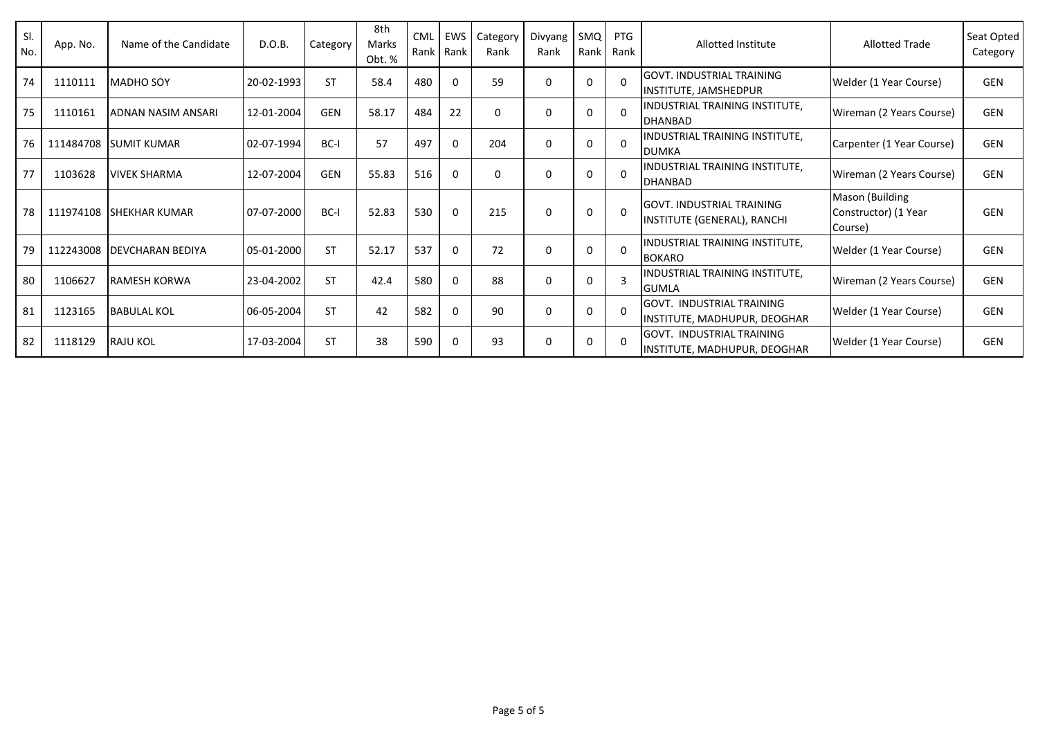| Sl. No. | App. No. | Name of the Candidate | D.O.B. | Category | 8th Marks Obt. % | CML Rank | EWS Rank | Category Rank | Divyang Rank | SMQ Rank | PTG Rank | Allotted Institute | Allotted Trade | Seat Opted Category |
|---|---|---|---|---|---|---|---|---|---|---|---|---|---|---|
| 74 | 1110111 | MADHO SOY | 20-02-1993 | ST | 58.4 | 480 | 0 | 59 | 0 | 0 | 0 | GOVT. INDUSTRIAL TRAINING INSTITUTE, JAMSHEDPUR | Welder (1 Year Course) | GEN |
| 75 | 1110161 | ADNAN NASIM ANSARI | 12-01-2004 | GEN | 58.17 | 484 | 22 | 0 | 0 | 0 | 0 | INDUSTRIAL TRAINING INSTITUTE, DHANBAD | Wireman (2 Years Course) | GEN |
| 76 | 111484708 | SUMIT KUMAR | 02-07-1994 | BC-I | 57 | 497 | 0 | 204 | 0 | 0 | 0 | INDUSTRIAL TRAINING INSTITUTE, DUMKA | Carpenter (1 Year Course) | GEN |
| 77 | 1103628 | VIVEK SHARMA | 12-07-2004 | GEN | 55.83 | 516 | 0 | 0 | 0 | 0 | 0 | INDUSTRIAL TRAINING INSTITUTE, DHANBAD | Wireman (2 Years Course) | GEN |
| 78 | 111974108 | SHEKHAR KUMAR | 07-07-2000 | BC-I | 52.83 | 530 | 0 | 215 | 0 | 0 | 0 | GOVT. INDUSTRIAL TRAINING INSTITUTE (GENERAL), RANCHI | Mason (Building Constructor) (1 Year Course) | GEN |
| 79 | 112243008 | DEVCHARAN BEDIYA | 05-01-2000 | ST | 52.17 | 537 | 0 | 72 | 0 | 0 | 0 | INDUSTRIAL TRAINING INSTITUTE, BOKARO | Welder (1 Year Course) | GEN |
| 80 | 1106627 | RAMESH KORWA | 23-04-2002 | ST | 42.4 | 580 | 0 | 88 | 0 | 0 | 3 | INDUSTRIAL TRAINING INSTITUTE, GUMLA | Wireman (2 Years Course) | GEN |
| 81 | 1123165 | BABULAL KOL | 06-05-2004 | ST | 42 | 582 | 0 | 90 | 0 | 0 | 0 | GOVT. INDUSTRIAL TRAINING INSTITUTE, MADHUPUR, DEOGHAR | Welder (1 Year Course) | GEN |
| 82 | 1118129 | RAJU KOL | 17-03-2004 | ST | 38 | 590 | 0 | 93 | 0 | 0 | 0 | GOVT. INDUSTRIAL TRAINING INSTITUTE, MADHUPUR, DEOGHAR | Welder (1 Year Course) | GEN |